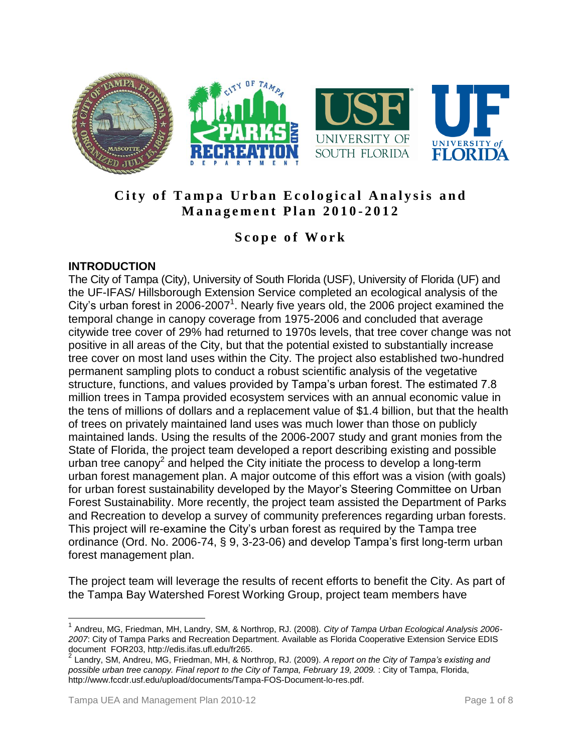# City of Tampa Urban Ecological Analysis and Management Plan 2010-2012

## Scope of Work

### INTRODUCTION

The City of Tampa (City), University of South Florida (USF), University of Florida (UF) and the UF-IFAS/ Hillsborough Extension Service completed an ecological analysis of the City's urban forest in 2006-2007[1]. Nearly five years old, the 2006 project examined the temporal change in canopy coverage from 1975-2006 and concluded that average citywide tree cover of 29% had returned to 1970s levels, that tree cover change was not positive in all areas of the City, but that the potential existed to substantially increase tree cover on most land uses within the City. The project also established two-hundred permanent sampling plots to conduct a robust scientific analysis of the vegetative structure, functions, and values provided by Tampa's urban forest. The estimated 7.8 million trees in Tampa provided ecosystem services with an annual economic value in the tens of millions of dollars and a replacement value of $1.4 billion, but that the health of trees on privately maintained land uses was much lower than those on publicly maintained lands. Using the results of the 2006-2007 study and grant monies from the State of Florida, the project team developed a report describing existing and possible urban tree canopy[2] and helped the City initiate the process to develop a long-term urban forest management plan. A major outcome of this effort was a vision (with goals) for urban forest sustainability developed by the Mayor's Steering Committee on Urban Forest Sustainability. More recently, the project team assisted the Department of Parks and Recreation to develop a survey of community preferences regarding urban forests. This project will re-examine the City's urban forest as required by the Tampa tree ordinance (Ord. No. 2006-74, § 9, 3-23-06) and develop Tampa's first long-term urban forest management plan.

The project team will leverage the results of recent efforts to benefit the City. As part of the Tampa Bay Watershed Forest Working Group, project team members have

---

[1] Andreu, MG, Friedman, MH, Landry, SM, & Northrop, RJ. (2008). *City of Tampa Urban Ecological Analysis 2006-2007*: City of Tampa Parks and Recreation Department. Available as Florida Cooperative Extension Service EDIS document FOR203, http://edis.ifas.ufl.edu/fr265.

[2] Landry, SM, Andreu, MG, Friedman, MH, & Northrop, RJ. (2009). *A report on the City of Tampa's existing and possible urban tree canopy. Final report to the City of Tampa, February 19, 2009.* : City of Tampa, Florida, http://www.fccdr.usf.edu/upload/documents/Tampa-FOS-Document-lo-res.pdf.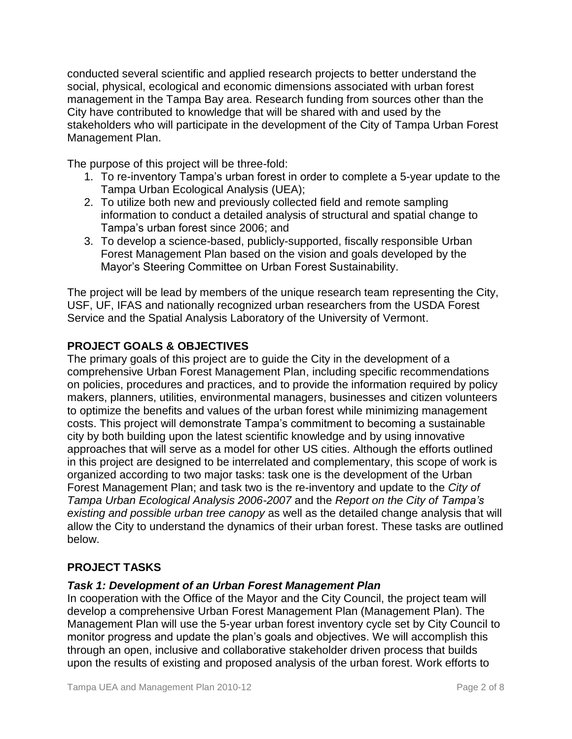conducted several scientific and applied research projects to better understand the social, physical, ecological and economic dimensions associated with urban forest management in the Tampa Bay area. Research funding from sources other than the City have contributed to knowledge that will be shared with and used by the stakeholders who will participate in the development of the City of Tampa Urban Forest Management Plan.

The purpose of this project will be three-fold:

1. To re-inventory Tampa's urban forest in order to complete a 5-year update to the Tampa Urban Ecological Analysis (UEA);
2. To utilize both new and previously collected field and remote sampling information to conduct a detailed analysis of structural and spatial change to Tampa's urban forest since 2006; and
3. To develop a science-based, publicly-supported, fiscally responsible Urban Forest Management Plan based on the vision and goals developed by the Mayor's Steering Committee on Urban Forest Sustainability.

The project will be lead by members of the unique research team representing the City, USF, UF, IFAS and nationally recognized urban researchers from the USDA Forest Service and the Spatial Analysis Laboratory of the University of Vermont.

## PROJECT GOALS & OBJECTIVES

The primary goals of this project are to guide the City in the development of a comprehensive Urban Forest Management Plan, including specific recommendations on policies, procedures and practices, and to provide the information required by policy makers, planners, utilities, environmental managers, businesses and citizen volunteers to optimize the benefits and values of the urban forest while minimizing management costs. This project will demonstrate Tampa's commitment to becoming a sustainable city by both building upon the latest scientific knowledge and by using innovative approaches that will serve as a model for other US cities. Although the efforts outlined in this project are designed to be interrelated and complementary, this scope of work is organized according to two major tasks: task one is the development of the Urban Forest Management Plan; and task two is the re-inventory and update to the *City of Tampa Urban Ecological Analysis 2006-2007* and the *Report on the City of Tampa's existing and possible urban tree canopy* as well as the detailed change analysis that will allow the City to understand the dynamics of their urban forest. These tasks are outlined below.

## PROJECT TASKS

### *Task 1: Development of an Urban Forest Management Plan*

In cooperation with the Office of the Mayor and the City Council, the project team will develop a comprehensive Urban Forest Management Plan (Management Plan). The Management Plan will use the 5-year urban forest inventory cycle set by City Council to monitor progress and update the plan's goals and objectives. We will accomplish this through an open, inclusive and collaborative stakeholder driven process that builds upon the results of existing and proposed analysis of the urban forest. Work efforts to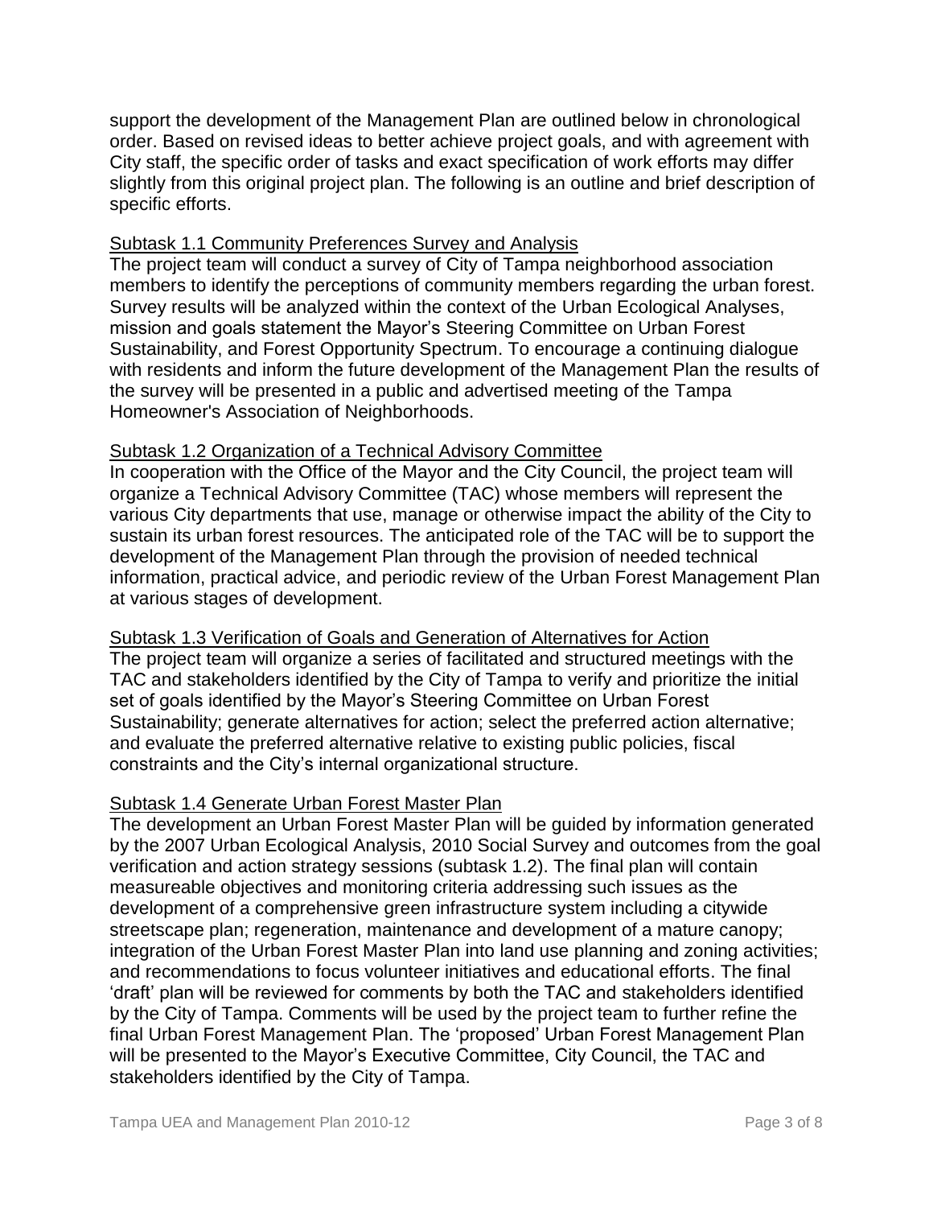support the development of the Management Plan are outlined below in chronological order. Based on revised ideas to better achieve project goals, and with agreement with City staff, the specific order of tasks and exact specification of work efforts may differ slightly from this original project plan. The following is an outline and brief description of specific efforts.

<u>Subtask 1.1 Community Preferences Survey and Analysis</u>

The project team will conduct a survey of City of Tampa neighborhood association members to identify the perceptions of community members regarding the urban forest. Survey results will be analyzed within the context of the Urban Ecological Analyses, mission and goals statement the Mayor's Steering Committee on Urban Forest Sustainability, and Forest Opportunity Spectrum. To encourage a continuing dialogue with residents and inform the future development of the Management Plan the results of the survey will be presented in a public and advertised meeting of the Tampa Homeowner's Association of Neighborhoods.

<u>Subtask 1.2 Organization of a Technical Advisory Committee</u>

In cooperation with the Office of the Mayor and the City Council, the project team will organize a Technical Advisory Committee (TAC) whose members will represent the various City departments that use, manage or otherwise impact the ability of the City to sustain its urban forest resources. The anticipated role of the TAC will be to support the development of the Management Plan through the provision of needed technical information, practical advice, and periodic review of the Urban Forest Management Plan at various stages of development.

<u>Subtask 1.3 Verification of Goals and Generation of Alternatives for Action</u>

The project team will organize a series of facilitated and structured meetings with the TAC and stakeholders identified by the City of Tampa to verify and prioritize the initial set of goals identified by the Mayor's Steering Committee on Urban Forest Sustainability; generate alternatives for action; select the preferred action alternative; and evaluate the preferred alternative relative to existing public policies, fiscal constraints and the City's internal organizational structure.

<u>Subtask 1.4 Generate Urban Forest Master Plan</u>

The development an Urban Forest Master Plan will be guided by information generated by the 2007 Urban Ecological Analysis, 2010 Social Survey and outcomes from the goal verification and action strategy sessions (subtask 1.2). The final plan will contain measureable objectives and monitoring criteria addressing such issues as the development of a comprehensive green infrastructure system including a citywide streetscape plan; regeneration, maintenance and development of a mature canopy; integration of the Urban Forest Master Plan into land use planning and zoning activities; and recommendations to focus volunteer initiatives and educational efforts. The final 'draft' plan will be reviewed for comments by both the TAC and stakeholders identified by the City of Tampa. Comments will be used by the project team to further refine the final Urban Forest Management Plan. The 'proposed' Urban Forest Management Plan will be presented to the Mayor's Executive Committee, City Council, the TAC and stakeholders identified by the City of Tampa.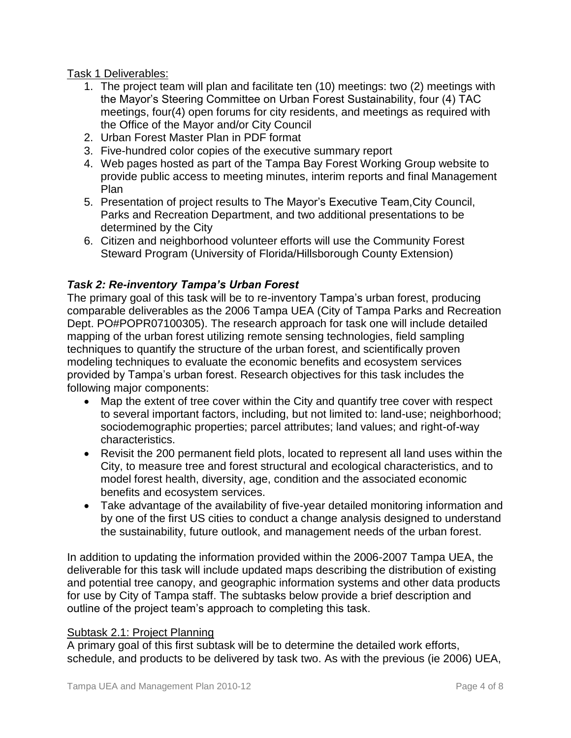<u>Task 1 Deliverables:</u>

1. The project team will plan and facilitate ten (10) meetings: two (2) meetings with the Mayor's Steering Committee on Urban Forest Sustainability, four (4) TAC meetings, four(4) open forums for city residents, and meetings as required with the Office of the Mayor and/or City Council
2. Urban Forest Master Plan in PDF format
3. Five-hundred color copies of the executive summary report
4. Web pages hosted as part of the Tampa Bay Forest Working Group website to provide public access to meeting minutes, interim reports and final Management Plan
5. Presentation of project results to The Mayor's Executive Team,City Council, Parks and Recreation Department, and two additional presentations to be determined by the City
6. Citizen and neighborhood volunteer efforts will use the Community Forest Steward Program (University of Florida/Hillsborough County Extension)

### ***Task 2: Re-inventory Tampa's Urban Forest***

The primary goal of this task will be to re-inventory Tampa's urban forest, producing comparable deliverables as the 2006 Tampa UEA (City of Tampa Parks and Recreation Dept. PO#POPR07100305). The research approach for task one will include detailed mapping of the urban forest utilizing remote sensing technologies, field sampling techniques to quantify the structure of the urban forest, and scientifically proven modeling techniques to evaluate the economic benefits and ecosystem services provided by Tampa's urban forest. Research objectives for this task includes the following major components:

- Map the extent of tree cover within the City and quantify tree cover with respect to several important factors, including, but not limited to: land-use; neighborhood; sociodemographic properties; parcel attributes; land values; and right-of-way characteristics.
- Revisit the 200 permanent field plots, located to represent all land uses within the City, to measure tree and forest structural and ecological characteristics, and to model forest health, diversity, age, condition and the associated economic benefits and ecosystem services.
- Take advantage of the availability of five-year detailed monitoring information and by one of the first US cities to conduct a change analysis designed to understand the sustainability, future outlook, and management needs of the urban forest.

In addition to updating the information provided within the 2006-2007 Tampa UEA, the deliverable for this task will include updated maps describing the distribution of existing and potential tree canopy, and geographic information systems and other data products for use by City of Tampa staff. The subtasks below provide a brief description and outline of the project team's approach to completing this task.

<u>Subtask 2.1: Project Planning</u>

A primary goal of this first subtask will be to determine the detailed work efforts, schedule, and products to be delivered by task two. As with the previous (ie 2006) UEA,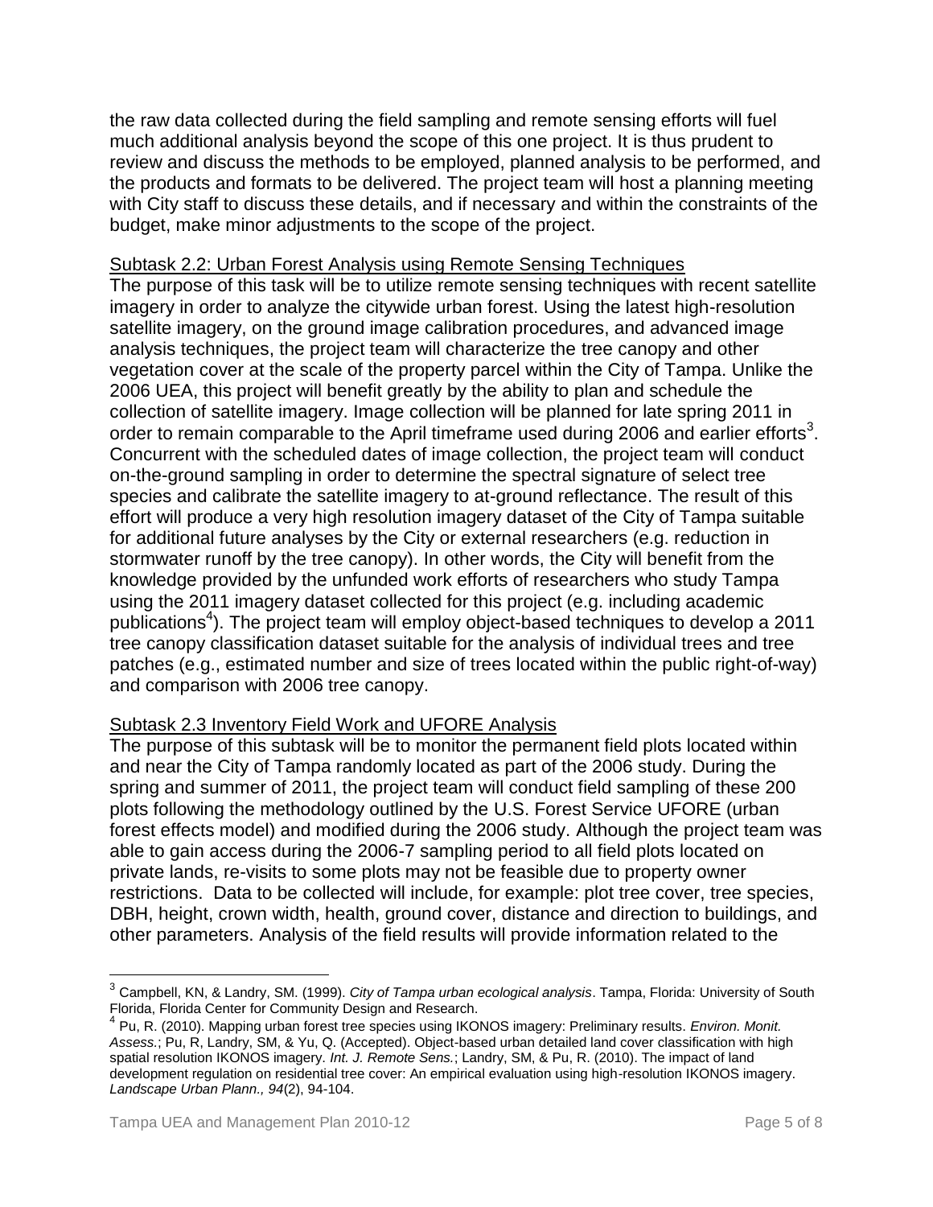the raw data collected during the field sampling and remote sensing efforts will fuel much additional analysis beyond the scope of this one project. It is thus prudent to review and discuss the methods to be employed, planned analysis to be performed, and the products and formats to be delivered. The project team will host a planning meeting with City staff to discuss these details, and if necessary and within the constraints of the budget, make minor adjustments to the scope of the project.

### Subtask 2.2: Urban Forest Analysis using Remote Sensing Techniques

The purpose of this task will be to utilize remote sensing techniques with recent satellite imagery in order to analyze the citywide urban forest. Using the latest high-resolution satellite imagery, on the ground image calibration procedures, and advanced image analysis techniques, the project team will characterize the tree canopy and other vegetation cover at the scale of the property parcel within the City of Tampa. Unlike the 2006 UEA, this project will benefit greatly by the ability to plan and schedule the collection of satellite imagery. Image collection will be planned for late spring 2011 in order to remain comparable to the April timeframe used during 2006 and earlier efforts[3]. Concurrent with the scheduled dates of image collection, the project team will conduct on-the-ground sampling in order to determine the spectral signature of select tree species and calibrate the satellite imagery to at-ground reflectance. The result of this effort will produce a very high resolution imagery dataset of the City of Tampa suitable for additional future analyses by the City or external researchers (e.g. reduction in stormwater runoff by the tree canopy). In other words, the City will benefit from the knowledge provided by the unfunded work efforts of researchers who study Tampa using the 2011 imagery dataset collected for this project (e.g. including academic publications[4]). The project team will employ object-based techniques to develop a 2011 tree canopy classification dataset suitable for the analysis of individual trees and tree patches (e.g., estimated number and size of trees located within the public right-of-way) and comparison with 2006 tree canopy.

### Subtask 2.3 Inventory Field Work and UFORE Analysis

The purpose of this subtask will be to monitor the permanent field plots located within and near the City of Tampa randomly located as part of the 2006 study. During the spring and summer of 2011, the project team will conduct field sampling of these 200 plots following the methodology outlined by the U.S. Forest Service UFORE (urban forest effects model) and modified during the 2006 study. Although the project team was able to gain access during the 2006-7 sampling period to all field plots located on private lands, re-visits to some plots may not be feasible due to property owner restrictions. Data to be collected will include, for example: plot tree cover, tree species, DBH, height, crown width, health, ground cover, distance and direction to buildings, and other parameters. Analysis of the field results will provide information related to the

---

[3] Campbell, KN, & Landry, SM. (1999). *City of Tampa urban ecological analysis*. Tampa, Florida: University of South Florida, Florida Center for Community Design and Research.

[4] Pu, R. (2010). Mapping urban forest tree species using IKONOS imagery: Preliminary results. *Environ. Monit. Assess.*; Pu, R, Landry, SM, & Yu, Q. (Accepted). Object-based urban detailed land cover classification with high spatial resolution IKONOS imagery. *Int. J. Remote Sens.*; Landry, SM, & Pu, R. (2010). The impact of land development regulation on residential tree cover: An empirical evaluation using high-resolution IKONOS imagery. *Landscape Urban Plann., 94*(2), 94-104.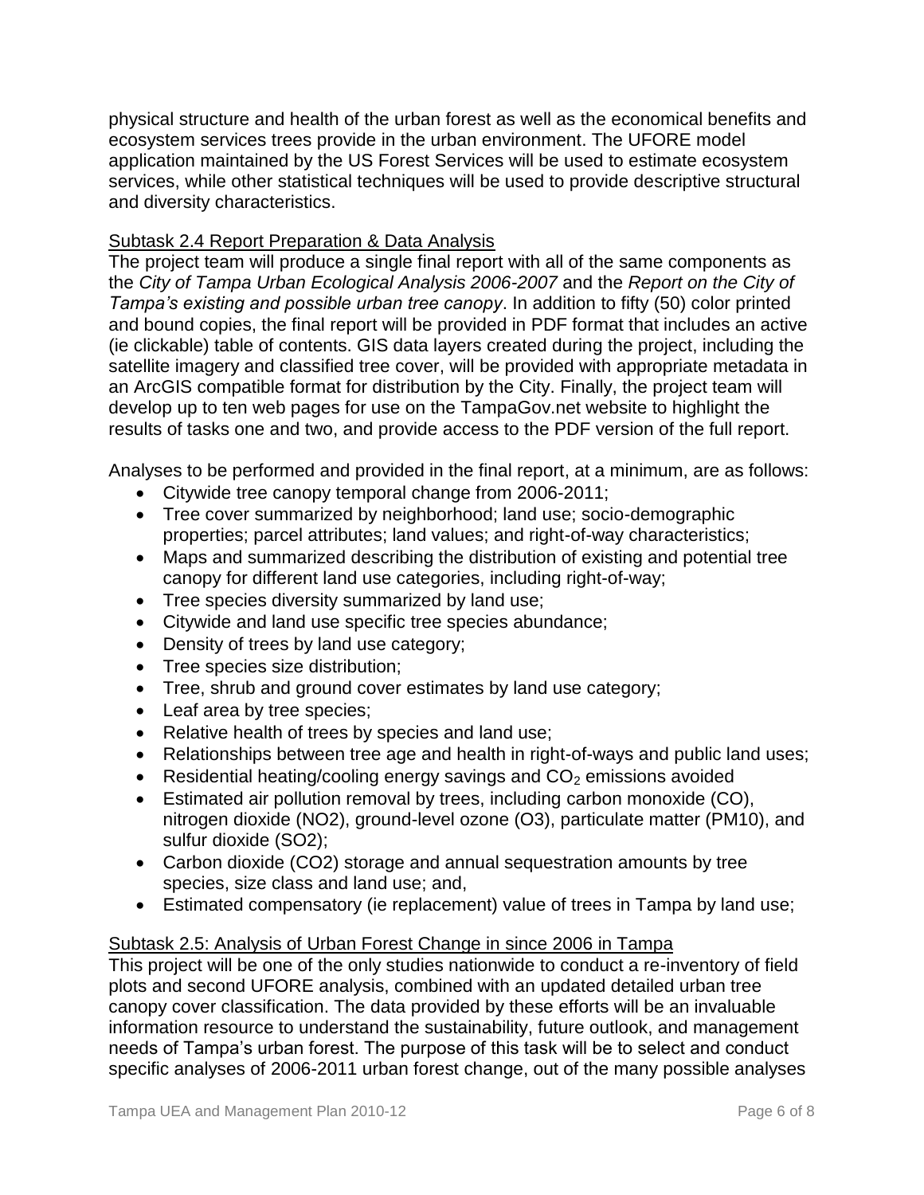physical structure and health of the urban forest as well as the economical benefits and ecosystem services trees provide in the urban environment. The UFORE model application maintained by the US Forest Services will be used to estimate ecosystem services, while other statistical techniques will be used to provide descriptive structural and diversity characteristics.

### Subtask 2.4 Report Preparation & Data Analysis

The project team will produce a single final report with all of the same components as the *City of Tampa Urban Ecological Analysis 2006-2007* and the *Report on the City of Tampa's existing and possible urban tree canopy*. In addition to fifty (50) color printed and bound copies, the final report will be provided in PDF format that includes an active (ie clickable) table of contents. GIS data layers created during the project, including the satellite imagery and classified tree cover, will be provided with appropriate metadata in an ArcGIS compatible format for distribution by the City. Finally, the project team will develop up to ten web pages for use on the TampaGov.net website to highlight the results of tasks one and two, and provide access to the PDF version of the full report.

Analyses to be performed and provided in the final report, at a minimum, are as follows:

- Citywide tree canopy temporal change from 2006-2011;
- Tree cover summarized by neighborhood; land use; socio-demographic properties; parcel attributes; land values; and right-of-way characteristics;
- Maps and summarized describing the distribution of existing and potential tree canopy for different land use categories, including right-of-way;
- Tree species diversity summarized by land use;
- Citywide and land use specific tree species abundance;
- Density of trees by land use category;
- Tree species size distribution;
- Tree, shrub and ground cover estimates by land use category;
- Leaf area by tree species;
- Relative health of trees by species and land use;
- Relationships between tree age and health in right-of-ways and public land uses;
- Residential heating/cooling energy savings and $CO_2$ emissions avoided
- Estimated air pollution removal by trees, including carbon monoxide (CO), nitrogen dioxide (NO2), ground-level ozone (O3), particulate matter (PM10), and sulfur dioxide (SO2);
- Carbon dioxide (CO2) storage and annual sequestration amounts by tree species, size class and land use; and,
- Estimated compensatory (ie replacement) value of trees in Tampa by land use;

### Subtask 2.5: Analysis of Urban Forest Change in since 2006 in Tampa

This project will be one of the only studies nationwide to conduct a re-inventory of field plots and second UFORE analysis, combined with an updated detailed urban tree canopy cover classification. The data provided by these efforts will be an invaluable information resource to understand the sustainability, future outlook, and management needs of Tampa's urban forest. The purpose of this task will be to select and conduct specific analyses of 2006-2011 urban forest change, out of the many possible analyses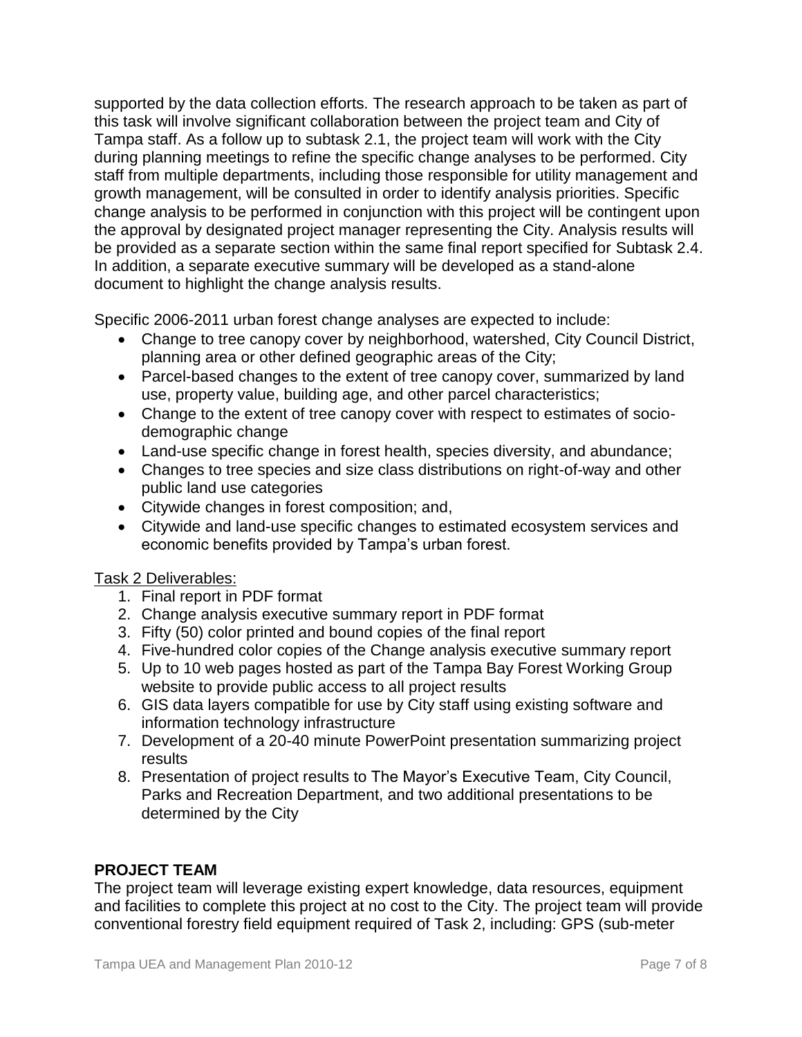supported by the data collection efforts. The research approach to be taken as part of this task will involve significant collaboration between the project team and City of Tampa staff. As a follow up to subtask 2.1, the project team will work with the City during planning meetings to refine the specific change analyses to be performed. City staff from multiple departments, including those responsible for utility management and growth management, will be consulted in order to identify analysis priorities. Specific change analysis to be performed in conjunction with this project will be contingent upon the approval by designated project manager representing the City. Analysis results will be provided as a separate section within the same final report specified for Subtask 2.4. In addition, a separate executive summary will be developed as a stand-alone document to highlight the change analysis results.

Specific 2006-2011 urban forest change analyses are expected to include:

- Change to tree canopy cover by neighborhood, watershed, City Council District, planning area or other defined geographic areas of the City;
- Parcel-based changes to the extent of tree canopy cover, summarized by land use, property value, building age, and other parcel characteristics;
- Change to the extent of tree canopy cover with respect to estimates of socio-demographic change
- Land-use specific change in forest health, species diversity, and abundance;
- Changes to tree species and size class distributions on right-of-way and other public land use categories
- Citywide changes in forest composition; and,
- Citywide and land-use specific changes to estimated ecosystem services and economic benefits provided by Tampa's urban forest.

<u>Task 2 Deliverables:</u>

1. Final report in PDF format
2. Change analysis executive summary report in PDF format
3. Fifty (50) color printed and bound copies of the final report
4. Five-hundred color copies of the Change analysis executive summary report
5. Up to 10 web pages hosted as part of the Tampa Bay Forest Working Group website to provide public access to all project results
6. GIS data layers compatible for use by City staff using existing software and information technology infrastructure
7. Development of a 20-40 minute PowerPoint presentation summarizing project results
8. Presentation of project results to The Mayor's Executive Team, City Council, Parks and Recreation Department, and two additional presentations to be determined by the City

**PROJECT TEAM**

The project team will leverage existing expert knowledge, data resources, equipment and facilities to complete this project at no cost to the City. The project team will provide conventional forestry field equipment required of Task 2, including: GPS (sub-meter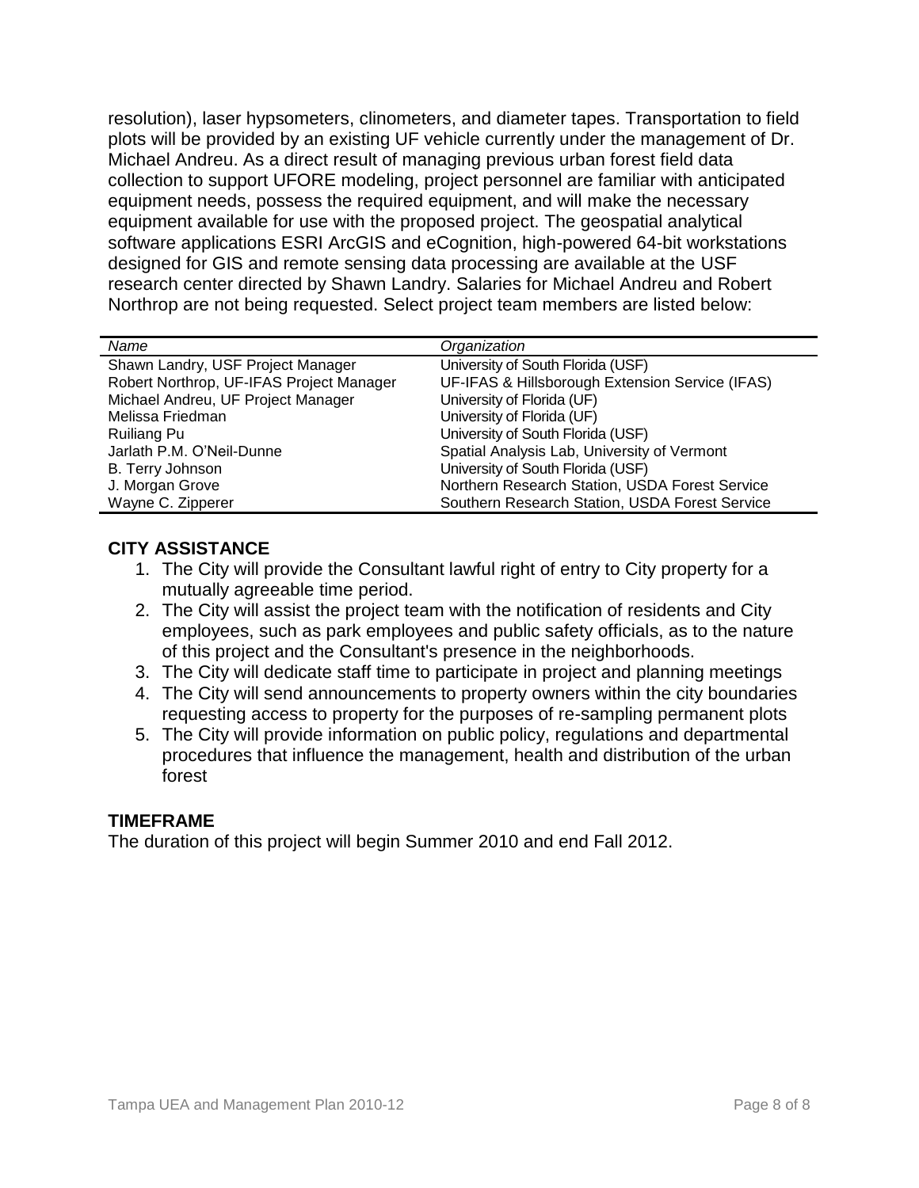resolution), laser hypsometers, clinometers, and diameter tapes. Transportation to field plots will be provided by an existing UF vehicle currently under the management of Dr. Michael Andreu. As a direct result of managing previous urban forest field data collection to support UFORE modeling, project personnel are familiar with anticipated equipment needs, possess the required equipment, and will make the necessary equipment available for use with the proposed project. The geospatial analytical software applications ESRI ArcGIS and eCognition, high-powered 64-bit workstations designed for GIS and remote sensing data processing are available at the USF research center directed by Shawn Landry. Salaries for Michael Andreu and Robert Northrop are not being requested. Select project team members are listed below:

| *Name* | *Organization* |
|---|---|
| Shawn Landry, USF Project Manager | University of South Florida (USF) |
| Robert Northrop, UF-IFAS Project Manager | UF-IFAS & Hillsborough Extension Service (IFAS) |
| Michael Andreu, UF Project Manager | University of Florida (UF) |
| Melissa Friedman | University of Florida (UF) |
| Ruiliang Pu | University of South Florida (USF) |
| Jarlath P.M. O'Neil-Dunne | Spatial Analysis Lab, University of Vermont |
| B. Terry Johnson | University of South Florida (USF) |
| J. Morgan Grove | Northern Research Station, USDA Forest Service |
| Wayne C. Zipperer | Southern Research Station, USDA Forest Service |

## CITY ASSISTANCE

1. The City will provide the Consultant lawful right of entry to City property for a mutually agreeable time period.
2. The City will assist the project team with the notification of residents and City employees, such as park employees and public safety officials, as to the nature of this project and the Consultant's presence in the neighborhoods.
3. The City will dedicate staff time to participate in project and planning meetings
4. The City will send announcements to property owners within the city boundaries requesting access to property for the purposes of re-sampling permanent plots
5. The City will provide information on public policy, regulations and departmental procedures that influence the management, health and distribution of the urban forest

## TIMEFRAME

The duration of this project will begin Summer 2010 and end Fall 2012.